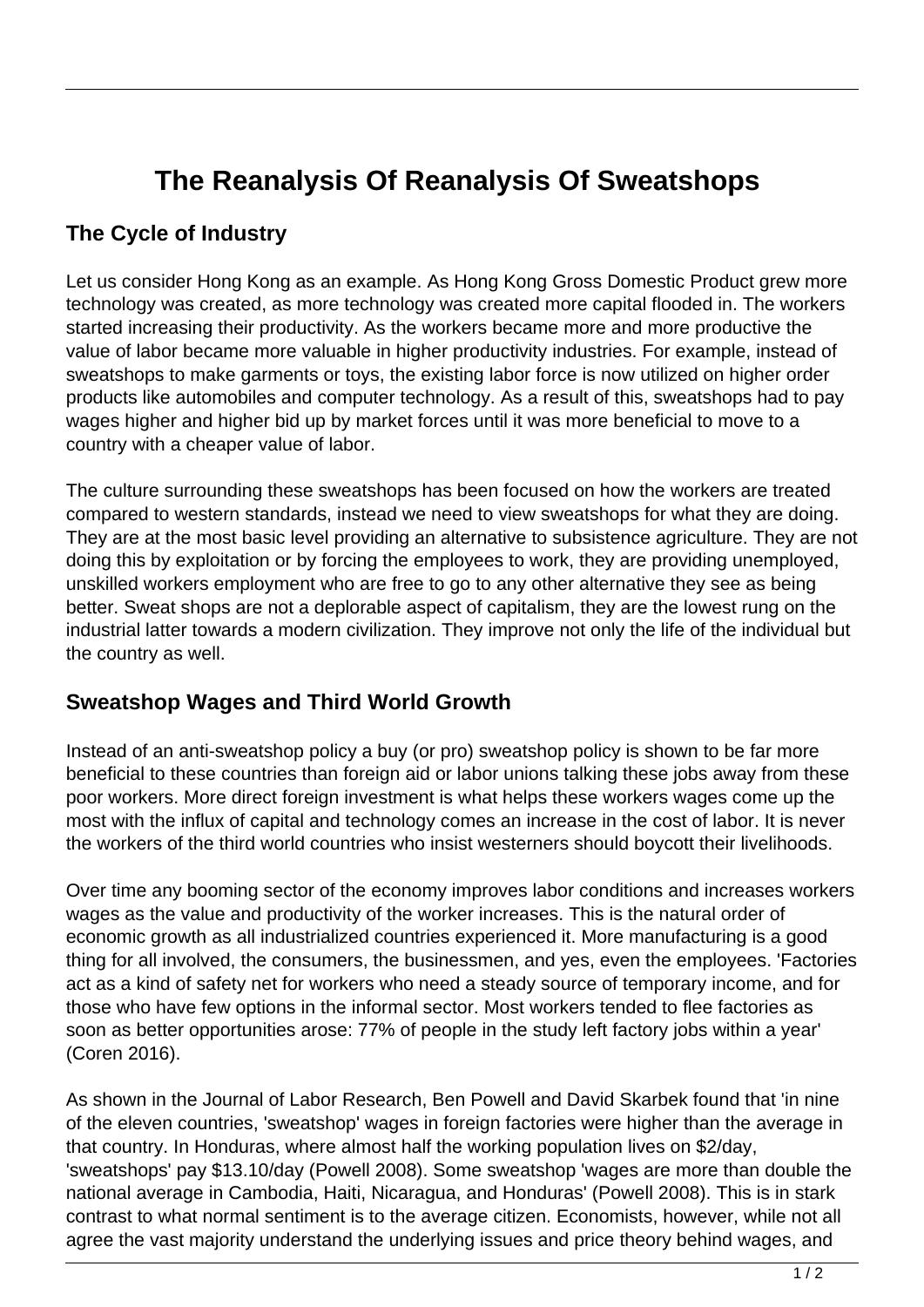# The Reanalysis Of Reanalysis Of Sweatshops

## The Cycle of Industry

Let us consider Hong Kong as an example. As Hong Kong Gross Domestic Product grew more technology was created, as more technology was created more capital flooded in. The workers started increasing their productivity. As the workers became more and more productive the value of labor became more valuable in higher productivity industries. For example, instead of sweatshops to make garments or toys, the existing labor force is now utilized on higher order products like automobiles and computer technology. As a result of this, sweatshops had to pay wages higher and higher bid up by market forces until it was more beneficial to move to a country with a cheaper value of labor.

The culture surrounding these sweatshops has been focused on how the workers are treated compared to western standards, instead we need to view sweatshops for what they are doing. They are at the most basic level providing an alternative to subsistence agriculture. They are not doing this by exploitation or by forcing the employees to work, they are providing unemployed, unskilled workers employment who are free to go to any other alternative they see as being better. Sweat shops are not a deplorable aspect of capitalism, they are the lowest rung on the industrial latter towards a modern civilization. They improve not only the life of the individual but the country as well.

## Sweatshop Wages and Third World Growth

Instead of an anti-sweatshop policy a buy (or pro) sweatshop policy is shown to be far more beneficial to these countries than foreign aid or labor unions talking these jobs away from these poor workers. More direct foreign investment is what helps these workers wages come up the most with the influx of capital and technology comes an increase in the cost of labor. It is never the workers of the third world countries who insist westerners should boycott their livelihoods.

Over time any booming sector of the economy improves labor conditions and increases workers wages as the value and productivity of the worker increases. This is the natural order of economic growth as all industrialized countries experienced it. More manufacturing is a good thing for all involved, the consumers, the businessmen, and yes, even the employees. 'Factories act as a kind of safety net for workers who need a steady source of temporary income, and for those who have few options in the informal sector. Most workers tended to flee factories as soon as better opportunities arose: 77% of people in the study left factory jobs within a year' (Coren 2016).

As shown in the Journal of Labor Research, Ben Powell and David Skarbek found that 'in nine of the eleven countries, 'sweatshop' wages in foreign factories were higher than the average in that country. In Honduras, where almost half the working population lives on $2/day, 'sweatshops' pay $13.10/day (Powell 2008). Some sweatshop 'wages are more than double the national average in Cambodia, Haiti, Nicaragua, and Honduras' (Powell 2008). This is in stark contrast to what normal sentiment is to the average citizen. Economists, however, while not all agree the vast majority understand the underlying issues and price theory behind wages, and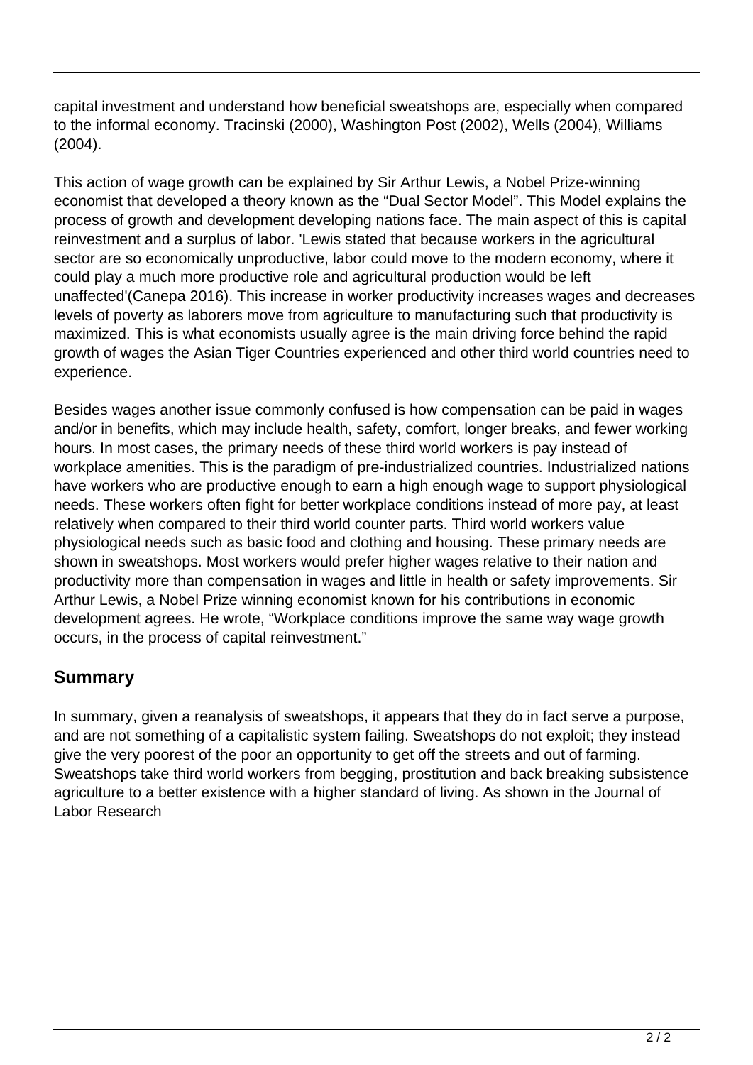capital investment and understand how beneficial sweatshops are, especially when compared to the informal economy. Tracinski (2000), Washington Post (2002), Wells (2004), Williams (2004).

This action of wage growth can be explained by Sir Arthur Lewis, a Nobel Prize-winning economist that developed a theory known as the "Dual Sector Model". This Model explains the process of growth and development developing nations face. The main aspect of this is capital reinvestment and a surplus of labor. 'Lewis stated that because workers in the agricultural sector are so economically unproductive, labor could move to the modern economy, where it could play a much more productive role and agricultural production would be left unaffected'(Canepa 2016). This increase in worker productivity increases wages and decreases levels of poverty as laborers move from agriculture to manufacturing such that productivity is maximized. This is what economists usually agree is the main driving force behind the rapid growth of wages the Asian Tiger Countries experienced and other third world countries need to experience.

Besides wages another issue commonly confused is how compensation can be paid in wages and/or in benefits, which may include health, safety, comfort, longer breaks, and fewer working hours. In most cases, the primary needs of these third world workers is pay instead of workplace amenities. This is the paradigm of pre-industrialized countries. Industrialized nations have workers who are productive enough to earn a high enough wage to support physiological needs. These workers often fight for better workplace conditions instead of more pay, at least relatively when compared to their third world counter parts. Third world workers value physiological needs such as basic food and clothing and housing. These primary needs are shown in sweatshops. Most workers would prefer higher wages relative to their nation and productivity more than compensation in wages and little in health or safety improvements. Sir Arthur Lewis, a Nobel Prize winning economist known for his contributions in economic development agrees. He wrote, "Workplace conditions improve the same way wage growth occurs, in the process of capital reinvestment."

## Summary

In summary, given a reanalysis of sweatshops, it appears that they do in fact serve a purpose, and are not something of a capitalistic system failing. Sweatshops do not exploit; they instead give the very poorest of the poor an opportunity to get off the streets and out of farming. Sweatshops take third world workers from begging, prostitution and back breaking subsistence agriculture to a better existence with a higher standard of living. As shown in the Journal of Labor Research